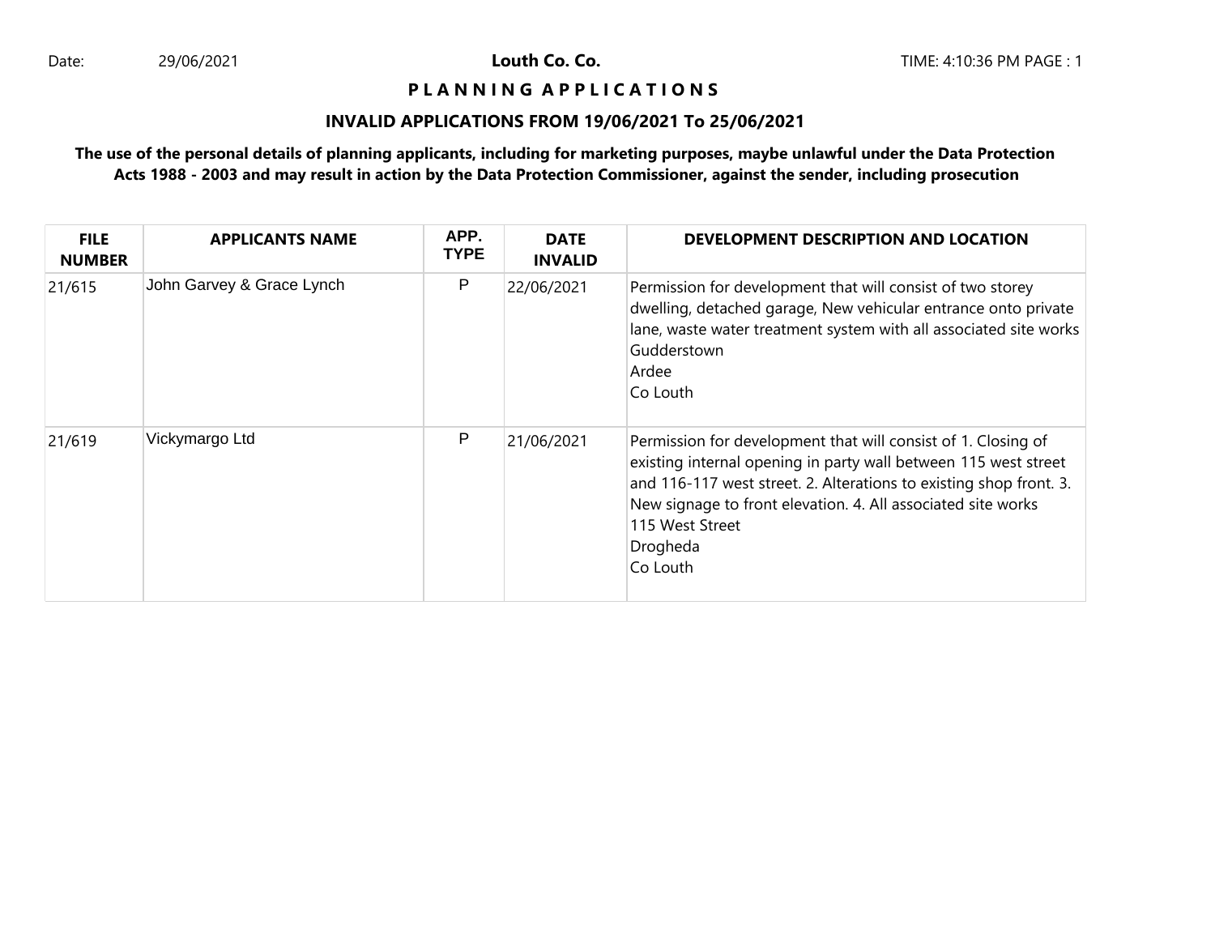Date: 29/06/2021 **Louth Co. Co.** TIME: 4:10:36 PM PAGE : 1

## P L A N N I N G A P P L I C A T I O N S

### INVALID APPLICATIONS FROM 19/06/2021 To 25/06/2021

**The use of the personal details of planning applicants, including for marketing purposes, maybe unlawful under the Data Protection Acts 1988 - 2003 and may result in action by the Data Protection Commissioner, against the sender, including prosecution**

| FILE NUMBER | APPLICANTS NAME | APP. TYPE | DATE INVALID | DEVELOPMENT DESCRIPTION AND LOCATION |
|---|---|---|---|---|
| 21/615 | John Garvey & Grace Lynch | P | 22/06/2021 | Permission for development that will consist of two storey dwelling, detached garage, New vehicular entrance onto private lane, waste water treatment system with all associated site works<br>Gudderstown<br>Ardee<br>Co Louth |
| 21/619 | Vickymargo Ltd | P | 21/06/2021 | Permission for development that will consist of 1. Closing of existing internal opening in party wall between 115 west street and 116-117 west street. 2. Alterations to existing shop front. 3. New signage to front elevation. 4. All associated site works<br>115 West Street<br>Drogheda<br>Co Louth |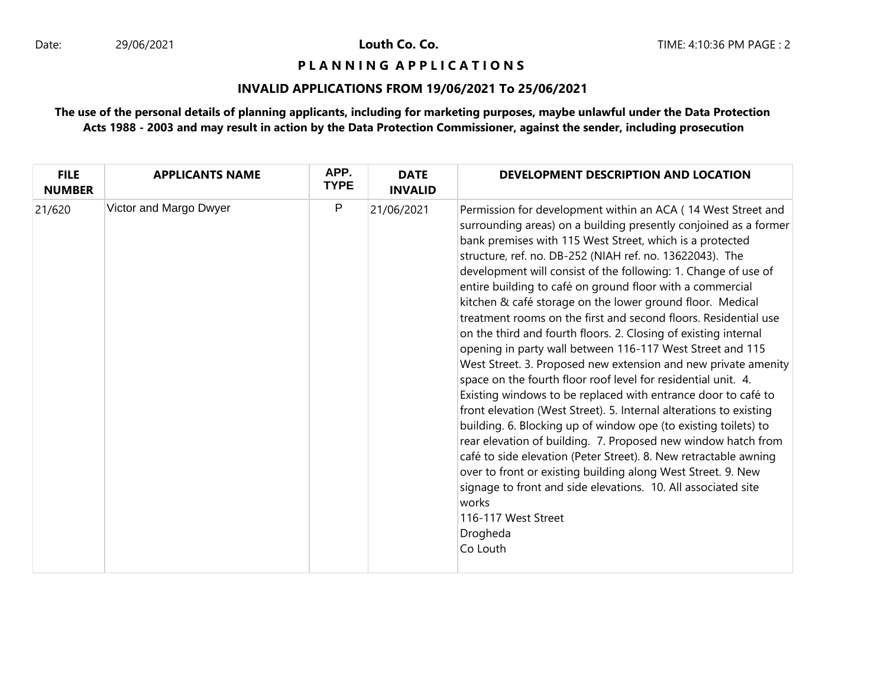Date: 29/06/2021 **Louth Co. Co.** TIME: 4:10:36 PM PAGE : 2

## P L A N N I N G A P P L I C A T I O N S

### INVALID APPLICATIONS FROM 19/06/2021 To 25/06/2021

**The use of the personal details of planning applicants, including for marketing purposes, maybe unlawful under the Data Protection Acts 1988 - 2003 and may result in action by the Data Protection Commissioner, against the sender, including prosecution**

| FILE NUMBER | APPLICANTS NAME | APP. TYPE | DATE INVALID | DEVELOPMENT DESCRIPTION AND LOCATION |
|---|---|---|---|---|
| 21/620 | Victor and Margo Dwyer | P | 21/06/2021 | Permission for development within an ACA ( 14 West Street and surrounding areas) on a building presently conjoined as a former bank premises with 115 West Street, which is a protected structure, ref. no. DB-252 (NIAH ref. no. 13622043). The development will consist of the following: 1. Change of use of entire building to café on ground floor with a commercial kitchen & café storage on the lower ground floor. Medical treatment rooms on the first and second floors. Residential use on the third and fourth floors. 2. Closing of existing internal opening in party wall between 116-117 West Street and 115 West Street. 3. Proposed new extension and new private amenity space on the fourth floor roof level for residential unit. 4. Existing windows to be replaced with entrance door to café to front elevation (West Street). 5. Internal alterations to existing building. 6. Blocking up of window ope (to existing toilets) to rear elevation of building. 7. Proposed new window hatch from café to side elevation (Peter Street). 8. New retractable awning over to front or existing building along West Street. 9. New signage to front and side elevations. 10. All associated site works<br>116-117 West Street<br>Drogheda<br>Co Louth |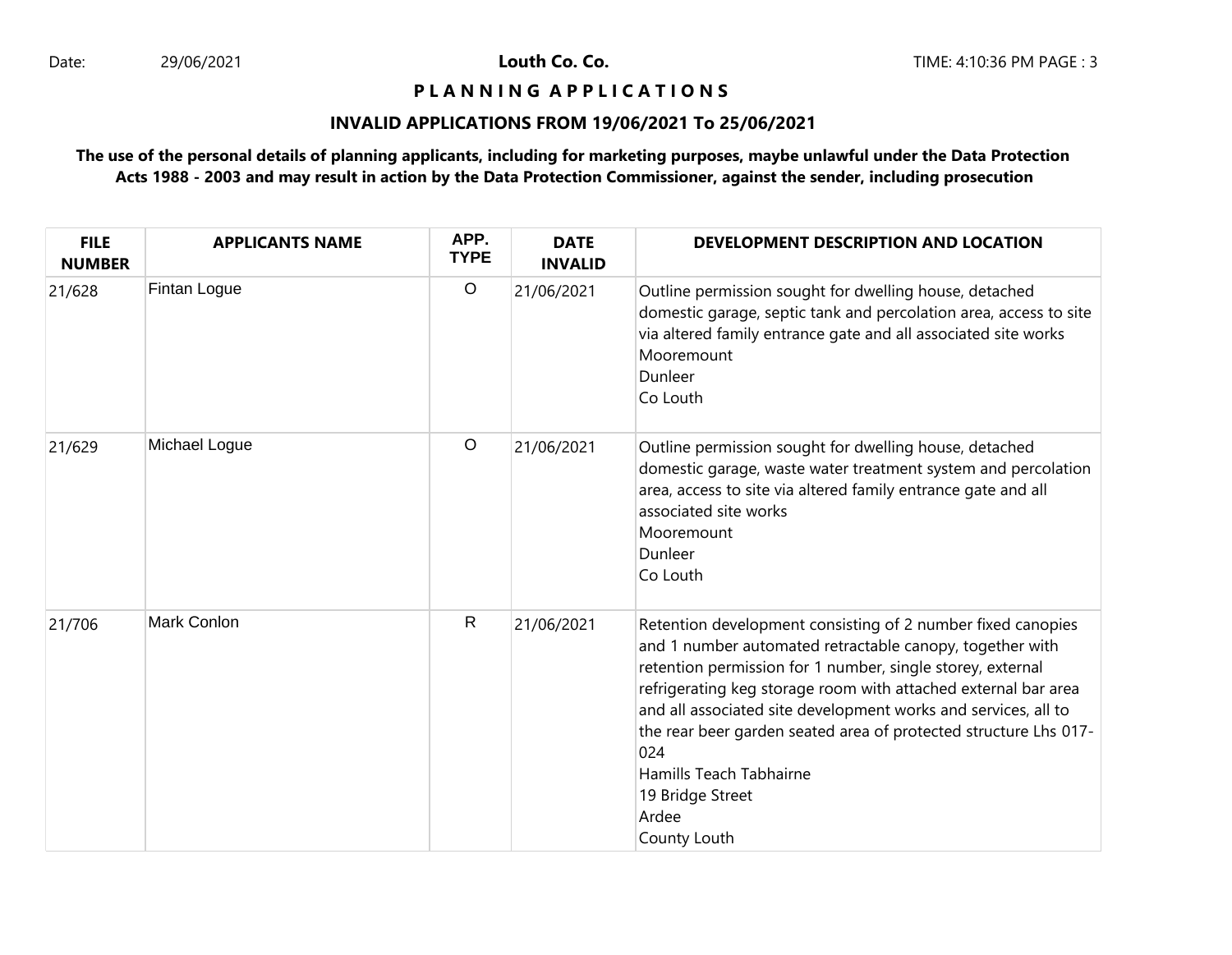**Louth Co. Co.**

**P L A N N I N G A P P L I C A T I O N S**

**INVALID APPLICATIONS FROM 19/06/2021 To 25/06/2021**

**The use of the personal details of planning applicants, including for marketing purposes, maybe unlawful under the Data Protection Acts 1988 - 2003 and may result in action by the Data Protection Commissioner, against the sender, including prosecution**

| FILE NUMBER | APPLICANTS NAME | APP. TYPE | DATE INVALID | DEVELOPMENT DESCRIPTION AND LOCATION |
|---|---|---|---|---|
| 21/628 | Fintan Logue | O | 21/06/2021 | Outline permission sought for dwelling house, detached domestic garage, septic tank and percolation area, access to site via altered family entrance gate and all associated site works<br>Mooremount<br>Dunleer<br>Co Louth |
| 21/629 | Michael Logue | O | 21/06/2021 | Outline permission sought for dwelling house, detached domestic garage, waste water treatment system and percolation area, access to site via altered family entrance gate and all associated site works<br>Mooremount<br>Dunleer<br>Co Louth |
| 21/706 | Mark Conlon | R | 21/06/2021 | Retention development consisting of 2 number fixed canopies and 1 number automated retractable canopy, together with retention permission for 1 number, single storey, external refrigerating keg storage room with attached external bar area and all associated site development works and services, all to the rear beer garden seated area of protected structure Lhs 017-024<br>Hamills Teach Tabhairne<br>19 Bridge Street<br>Ardee<br>County Louth |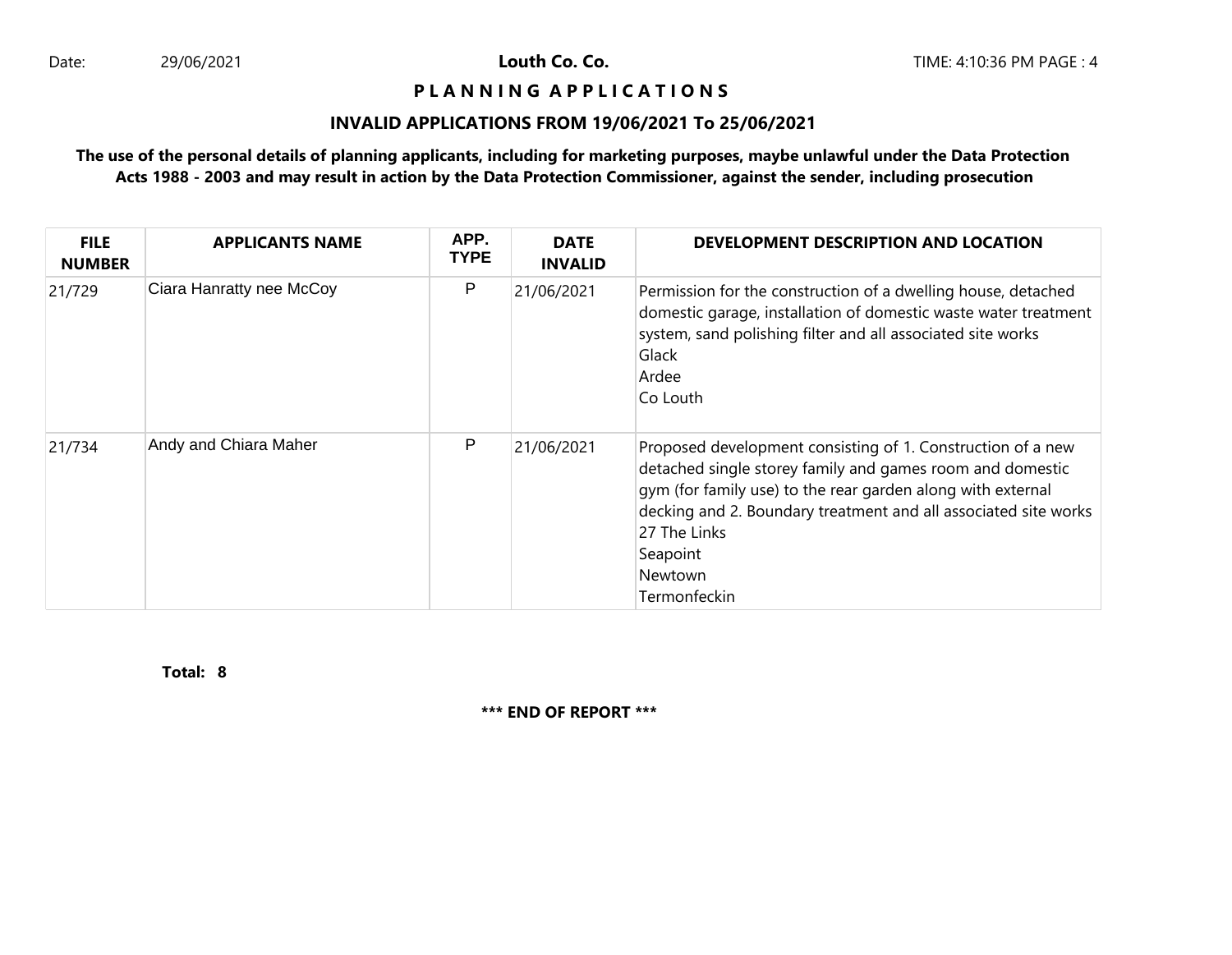Date: 29/06/2021

**Louth Co. Co.**

TIME: 4:10:36 PM PAGE : 4

**P L A N N I N G A P P L I C A T I O N S**

**INVALID APPLICATIONS FROM 19/06/2021 To 25/06/2021**

**The use of the personal details of planning applicants, including for marketing purposes, maybe unlawful under the Data Protection Acts 1988 - 2003 and may result in action by the Data Protection Commissioner, against the sender, including prosecution**

| FILE NUMBER | APPLICANTS NAME | APP. TYPE | DATE INVALID | DEVELOPMENT DESCRIPTION AND LOCATION |
|---|---|---|---|---|
| 21/729 | Ciara Hanratty nee McCoy | P | 21/06/2021 | Permission for the construction of a dwelling house, detached domestic garage, installation of domestic waste water treatment system, sand polishing filter and all associated site works<br>Glack<br>Ardee<br>Co Louth |
| 21/734 | Andy and Chiara Maher | P | 21/06/2021 | Proposed development consisting of 1. Construction of a new detached single storey family and games room and domestic gym (for family use) to the rear garden along with external decking and 2. Boundary treatment and all associated site works<br>27 The Links<br>Seapoint<br>Newtown<br>Termonfeckin |

**Total: 8**

**\*\*\* END OF REPORT \*\*\***